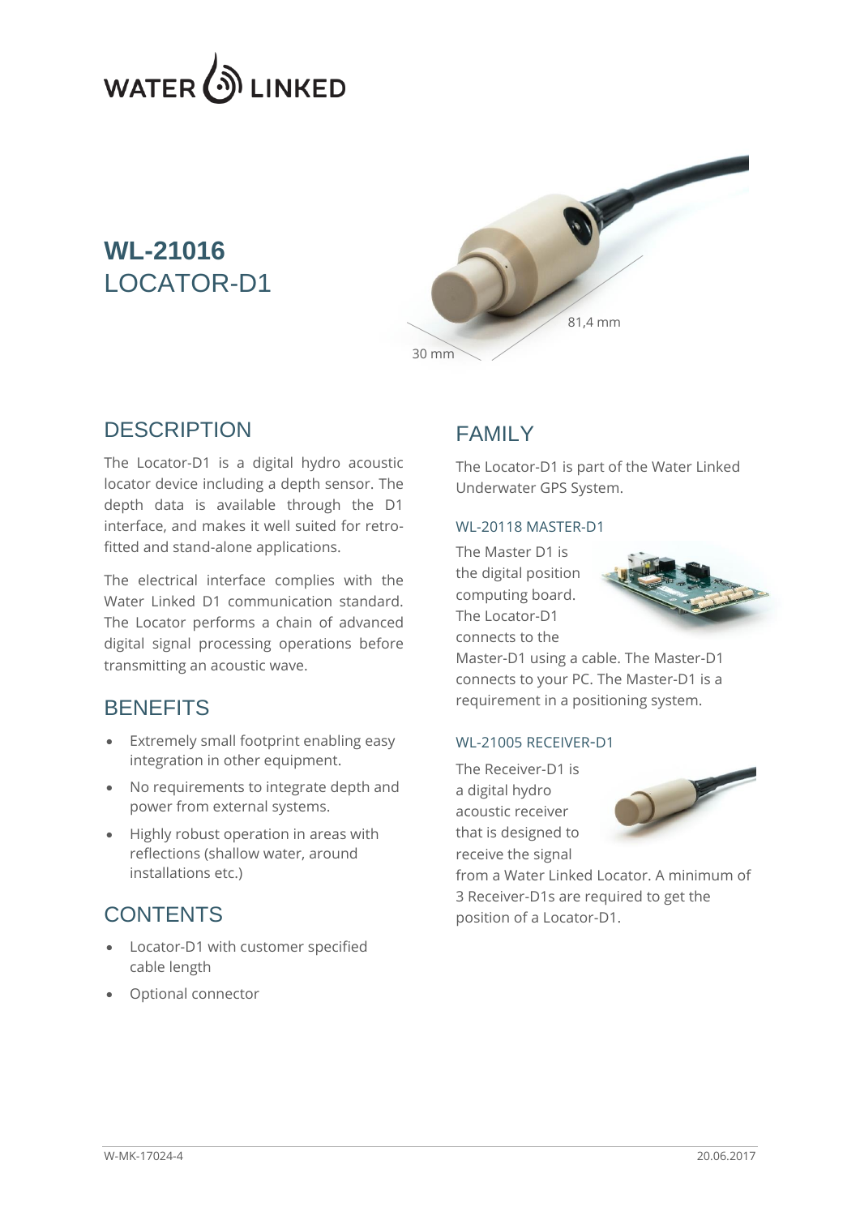WATER LINKED

# WL-21016
# LOCATOR-D1

81,4 mm

30 mm

## DESCRIPTION

The Locator-D1 is a digital hydro acoustic locator device including a depth sensor. The depth data is available through the D1 interface, and makes it well suited for retro-fitted and stand-alone applications.

The electrical interface complies with the Water Linked D1 communication standard. The Locator performs a chain of advanced digital signal processing operations before transmitting an acoustic wave.

## BENEFITS

- Extremely small footprint enabling easy integration in other equipment.
- No requirements to integrate depth and power from external systems.
- Highly robust operation in areas with reflections (shallow water, around installations etc.)

## CONTENTS

- Locator-D1 with customer specified cable length
- Optional connector

## FAMILY

The Locator-D1 is part of the Water Linked Underwater GPS System.

### WL-20118 MASTER-D1

The Master D1 is the digital position computing board. The Locator-D1 connects to the Master-D1 using a cable. The Master-D1 connects to your PC. The Master-D1 is a requirement in a positioning system.

### WL-21005 RECEIVER-D1

The Receiver-D1 is a digital hydro acoustic receiver that is designed to receive the signal from a Water Linked Locator. A minimum of 3 Receiver-D1s are required to get the position of a Locator-D1.

W-MK-17024-4 20.06.2017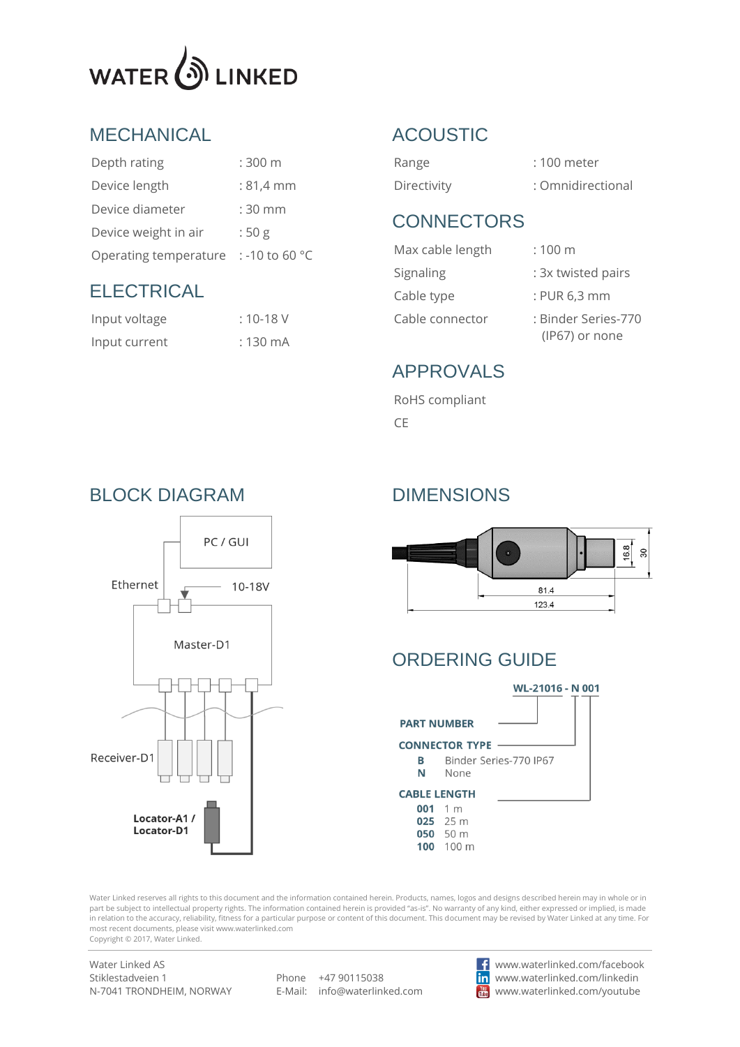WATER LINKED

## MECHANICAL

| | |
|---|---|
| Depth rating | : 300 m |
| Device length | : 81,4 mm |
| Device diameter | : 30 mm |
| Device weight in air | : 50 g |
| Operating temperature | : -10 to 60 °C |

## ELECTRICAL

| | |
|---|---|
| Input voltage | : 10-18 V |
| Input current | : 130 mA |

## ACOUSTIC

| | |
|---|---|
| Range | : 100 meter |
| Directivity | : Omnidirectional |

## CONNECTORS

| | |
|---|---|
| Max cable length | : 100 m |
| Signaling | : 3x twisted pairs |
| Cable type | : PUR 6,3 mm |
| Cable connector | : Binder Series-770 (IP67) or none |

## APPROVALS

RoHS compliant

CE

## BLOCK DIAGRAM

PC / GUI

Ethernet

10-18V

Master-D1

Receiver-D1

**Locator-A1 / Locator-D1**

## DIMENSIONS

16.8

30

81.4

123.4

## ORDERING GUIDE

**WL-21016 - N 001**

**PART NUMBER**

**CONNECTOR TYPE**

**B** Binder Series-770 IP67
**N** None

**CABLE LENGTH**

**001** 1 m
**025** 25 m
**050** 50 m
**100** 100 m

Water Linked reserves all rights to this document and the information contained herein. Products, names, logos and designs described herein may in whole or in part be subject to intellectual property rights. The information contained herein is provided "as-is". No warranty of any kind, either expressed or implied, is made in relation to the accuracy, reliability, fitness for a particular purpose or content of this document. This document may be revised by Water Linked at any time. For most recent documents, please visit www.waterlinked.com
Copyright © 2017, Water Linked.

Water Linked AS
Stiklestadveien 1
N-7041 TRONDHEIM, NORWAY

Phone +47 90115038
E-Mail: info@waterlinked.com

www.waterlinked.com/facebook
www.waterlinked.com/linkedin
www.waterlinked.com/youtube